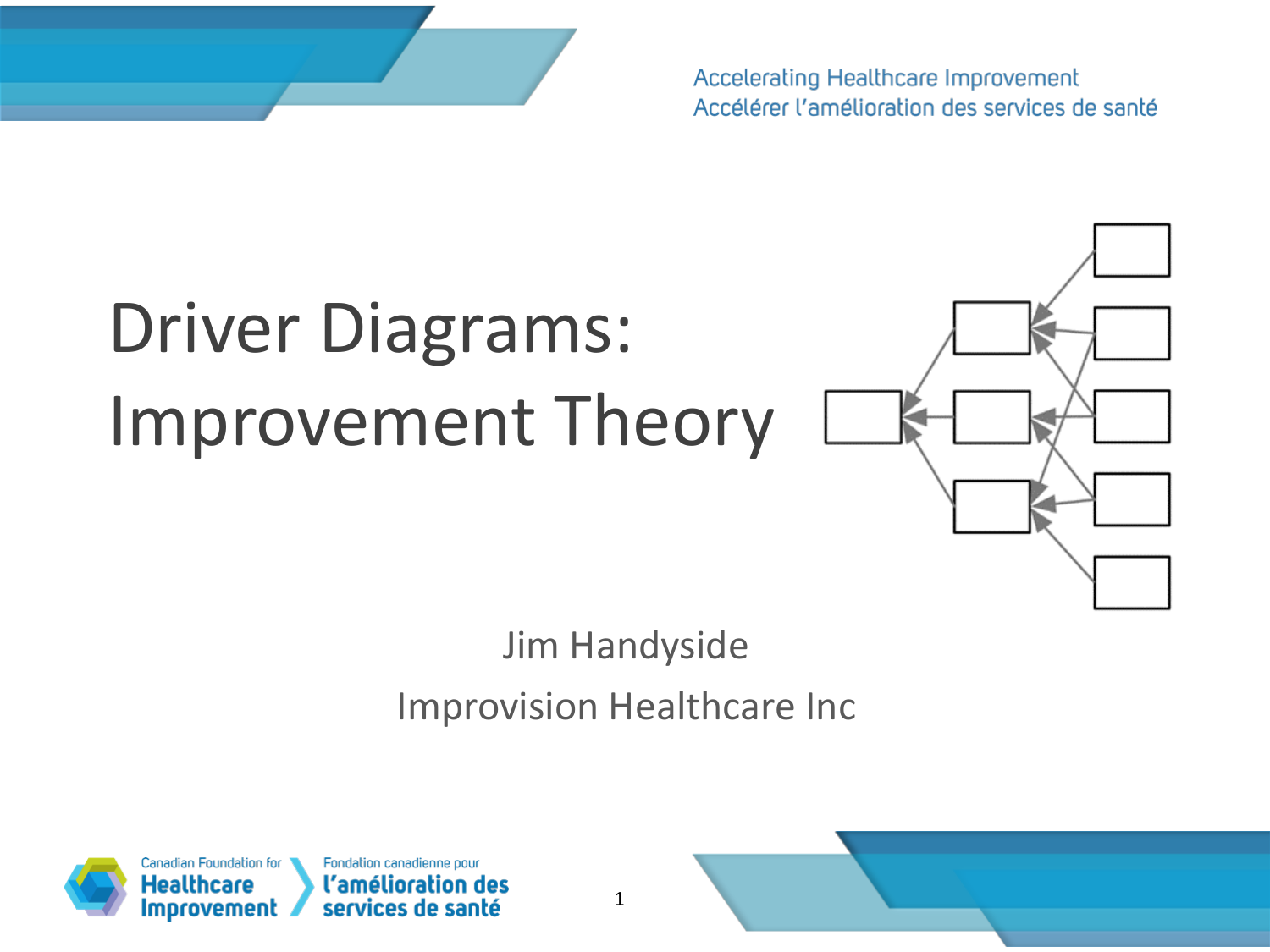Accelerating Healthcare Improvement
Accélérer l'amélioration des services de santé

# Driver Diagrams: Improvement Theory

Jim Handyside

Improvision Healthcare Inc

Canadian Foundation for Healthcare Improvement | Fondation canadienne pour l'amélioration des services de santé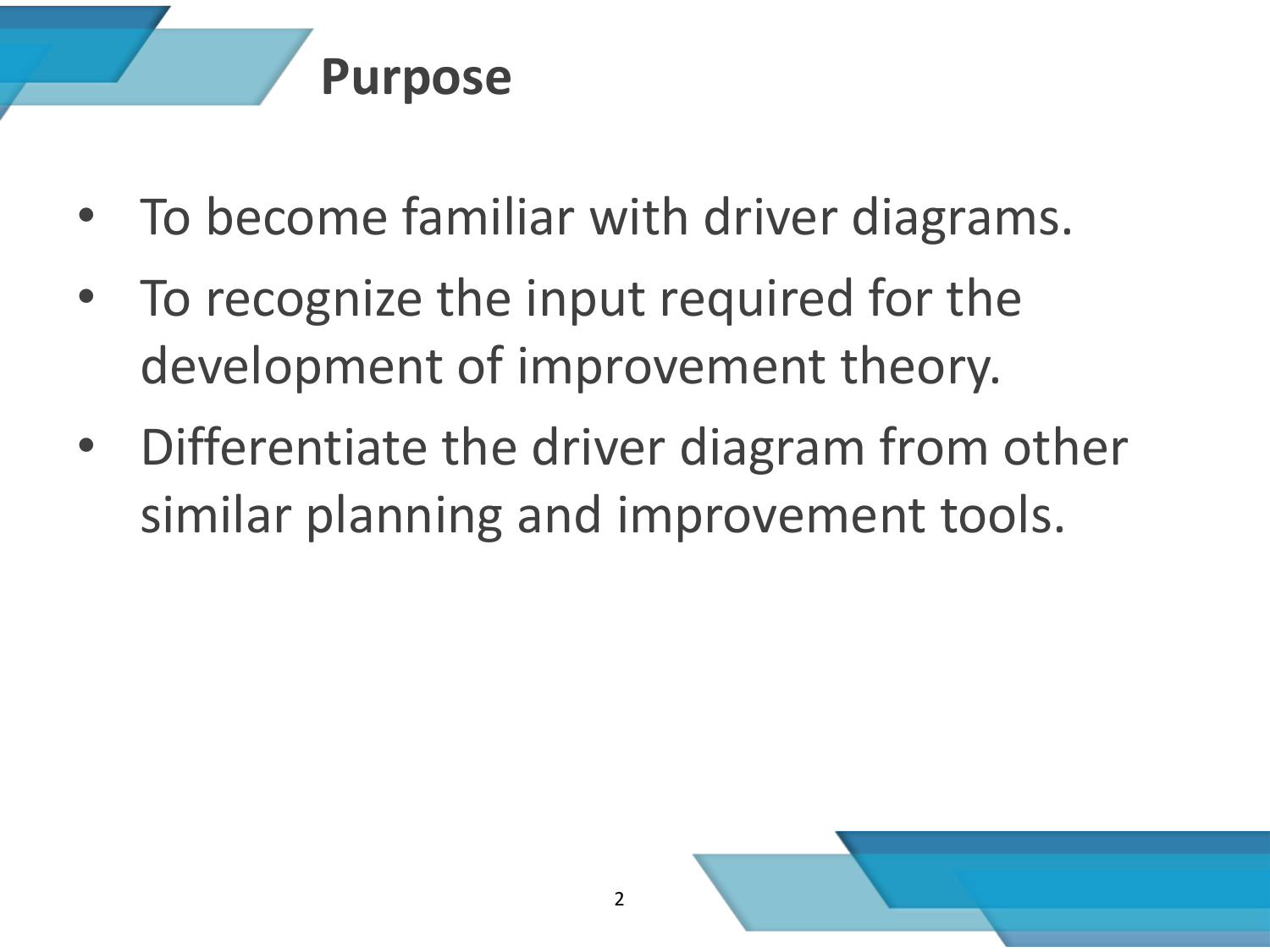# Purpose

- To become familiar with driver diagrams.
- To recognize the input required for the development of improvement theory.
- Differentiate the driver diagram from other similar planning and improvement tools.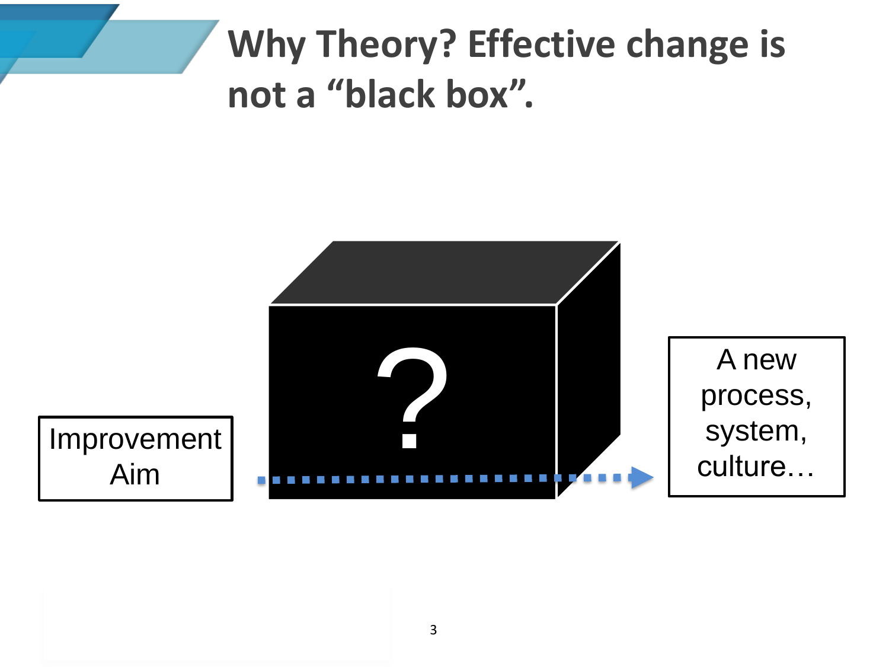# Why Theory? Effective change is not a "black box".

Improvement Aim

?

A new process, system, culture…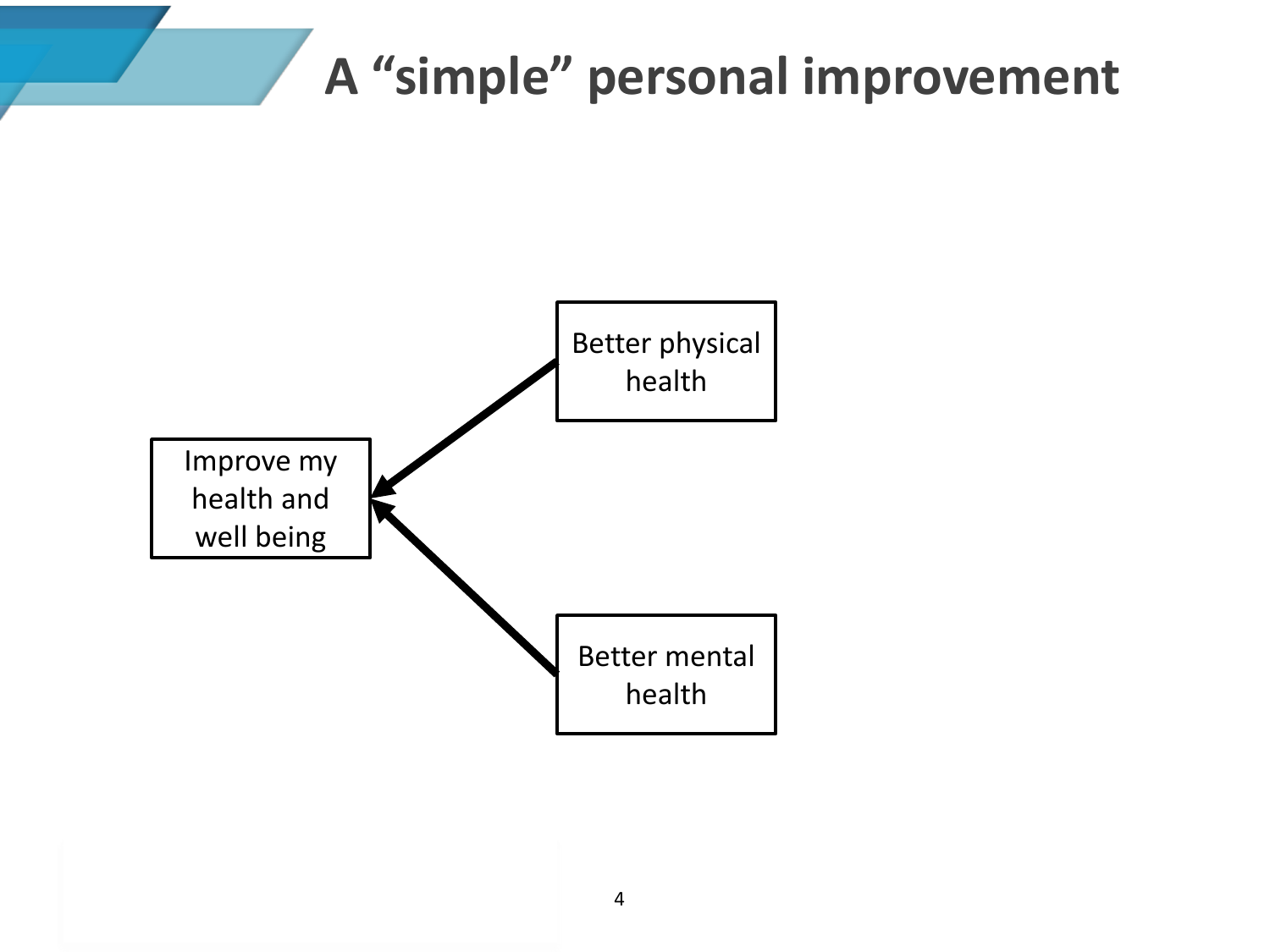# A “simple” personal improvement

Better physical health

Improve my health and well being

Better mental health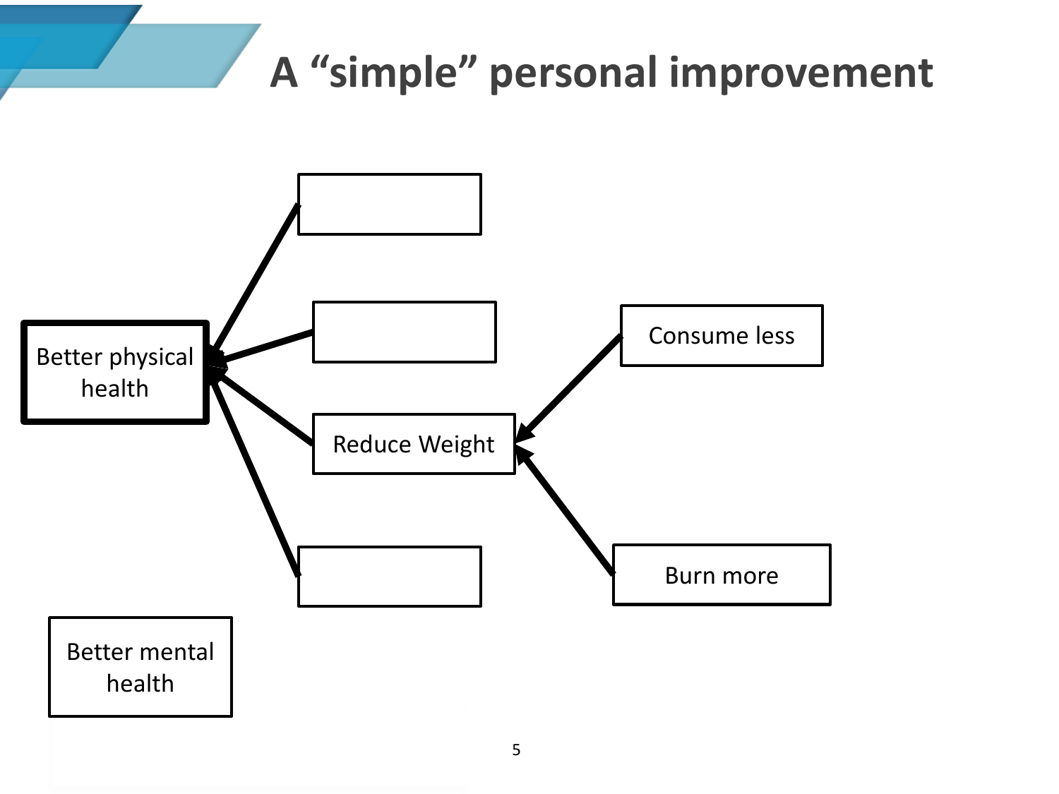# A "simple" personal improvement

Better physical health

Reduce Weight

Consume less

Burn more

Better mental health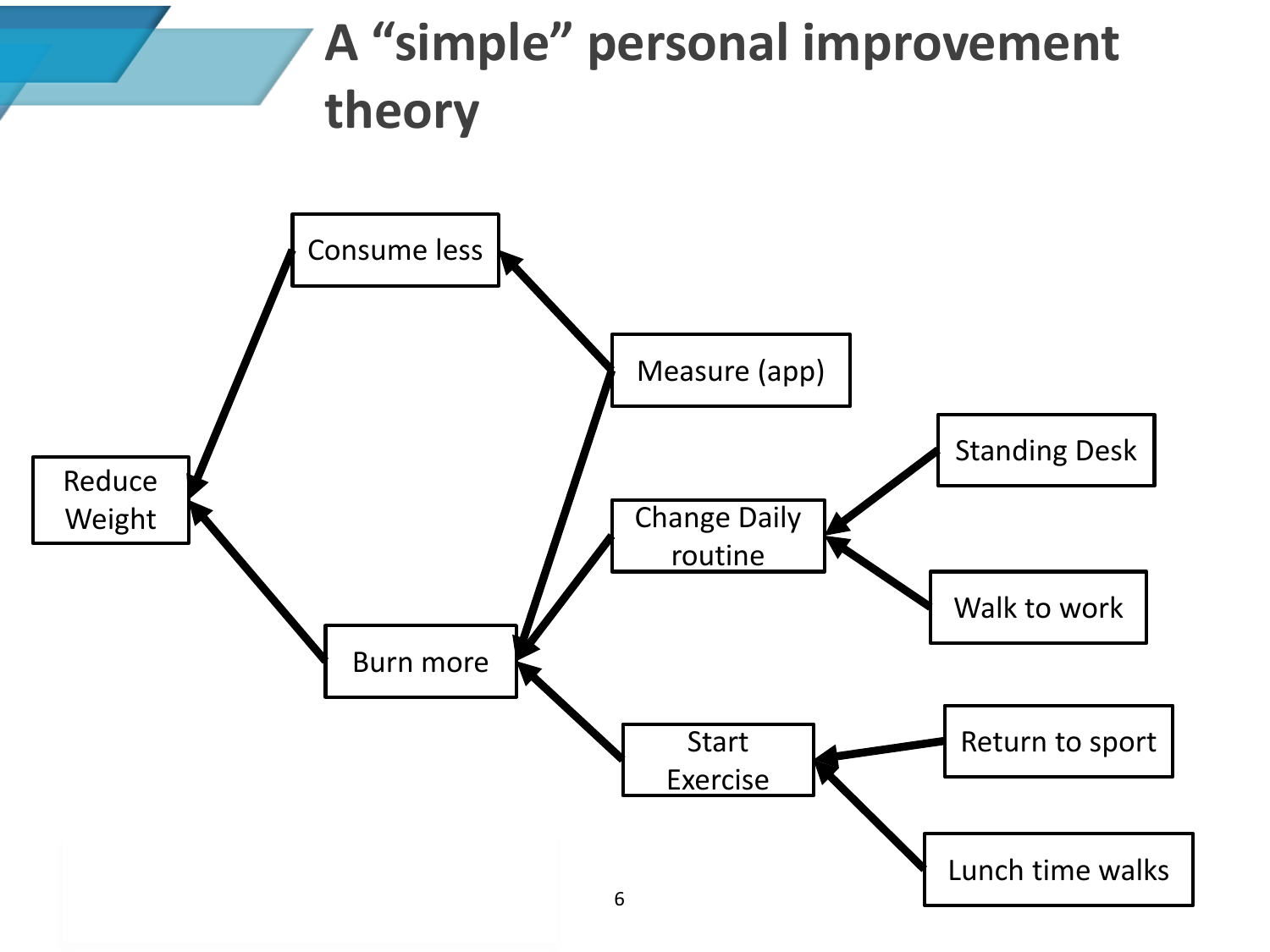# A “simple” personal improvement theory

- Reduce Weight
  - Consume less
    - Measure (app)
  - Burn more
    - Measure (app)
    - Change Daily routine
      - Standing Desk
      - Walk to work
    - Start Exercise
      - Return to sport
      - Lunch time walks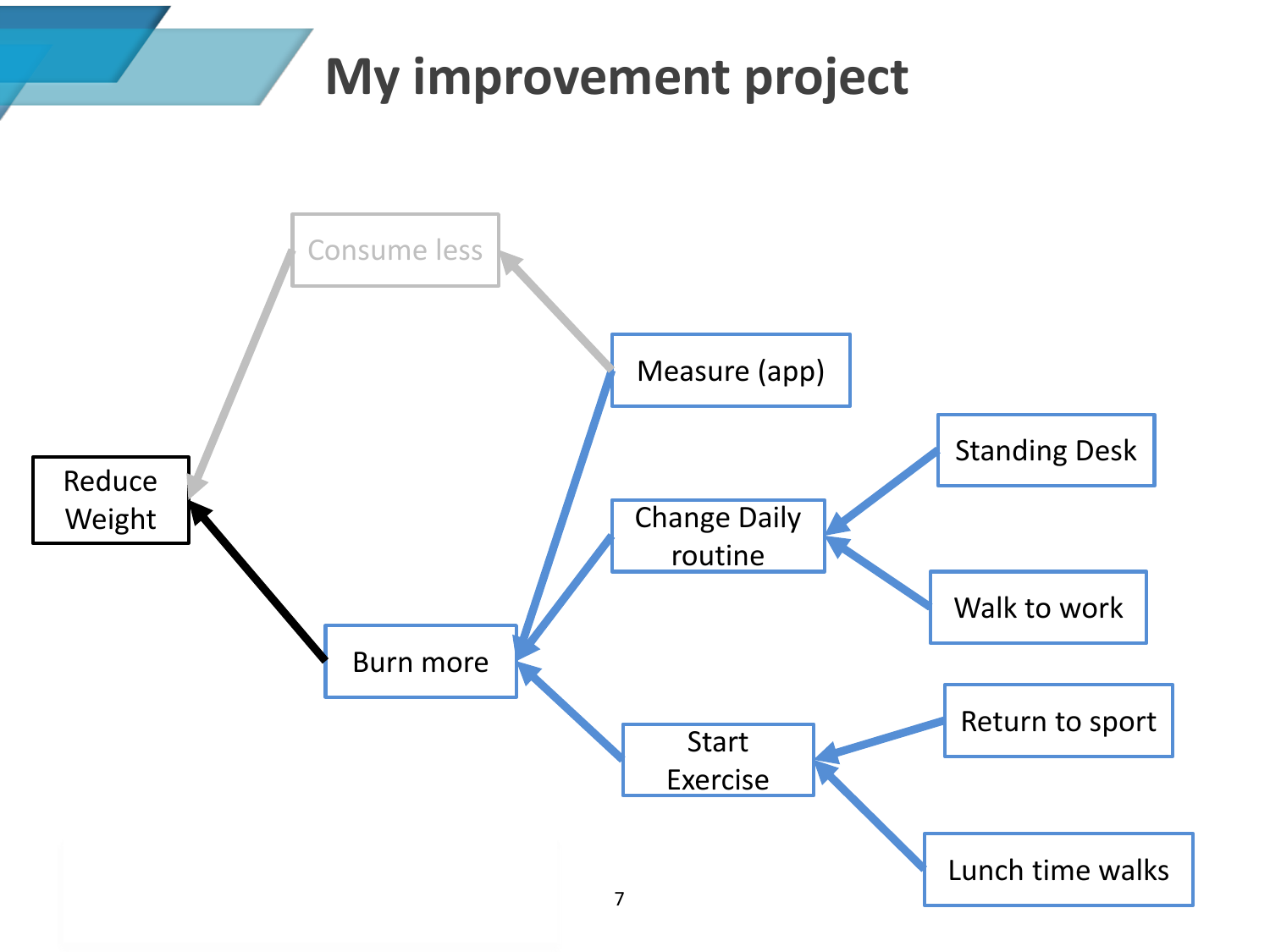# My improvement project

- Reduce Weight
  - Consume less
    - Measure (app)
  - Burn more
    - Measure (app)
    - Change Daily routine
      - Standing Desk
      - Walk to work
    - Start Exercise
      - Return to sport
      - Lunch time walks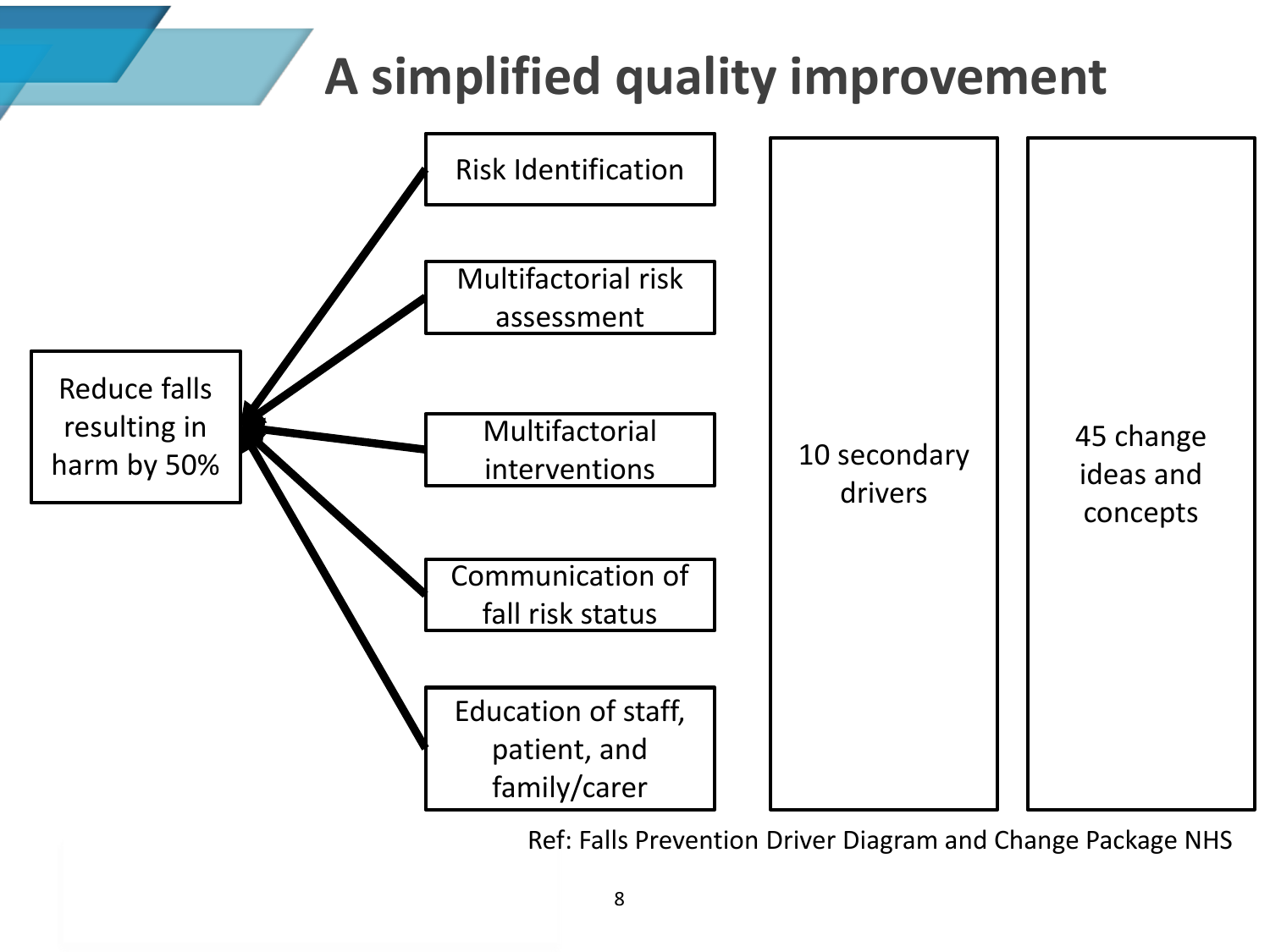# A simplified quality improvement

Reduce falls resulting in harm by 50%

- Risk Identification
- Multifactorial risk assessment
- Multifactorial interventions
- Communication of fall risk status
- Education of staff, patient, and family/carer

10 secondary drivers

45 change ideas and concepts

Ref: Falls Prevention Driver Diagram and Change Package NHS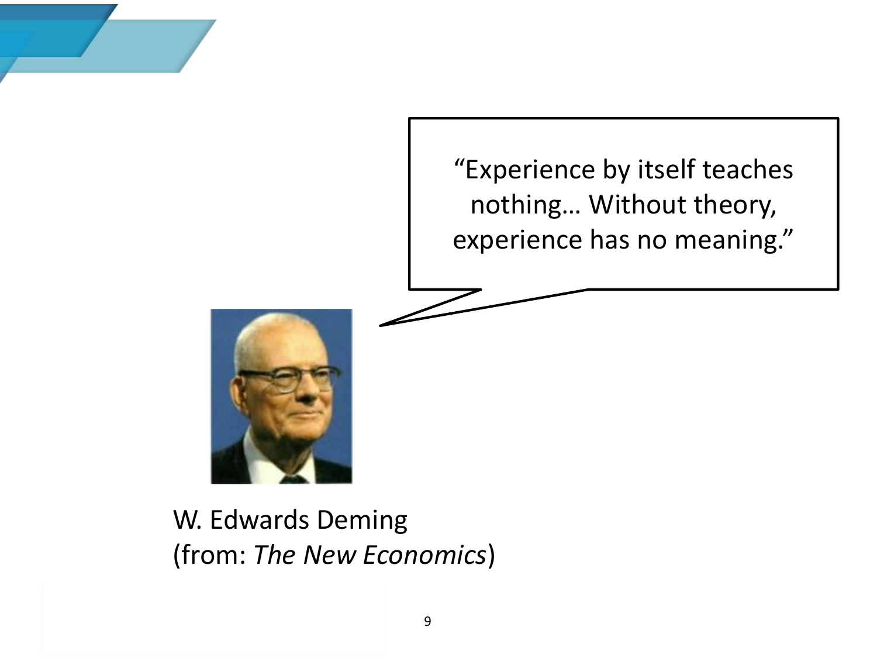> "Experience by itself teaches nothing… Without theory, experience has no meaning."

W. Edwards Deming
(from: *The New Economics*)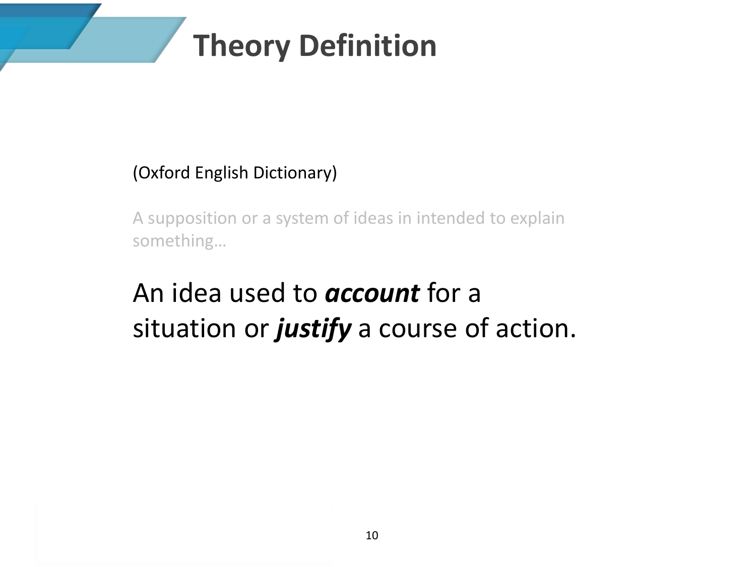# Theory Definition

(Oxford English Dictionary)

A supposition or a system of ideas in intended to explain something…

An idea used to ***account*** for a situation or ***justify*** a course of action.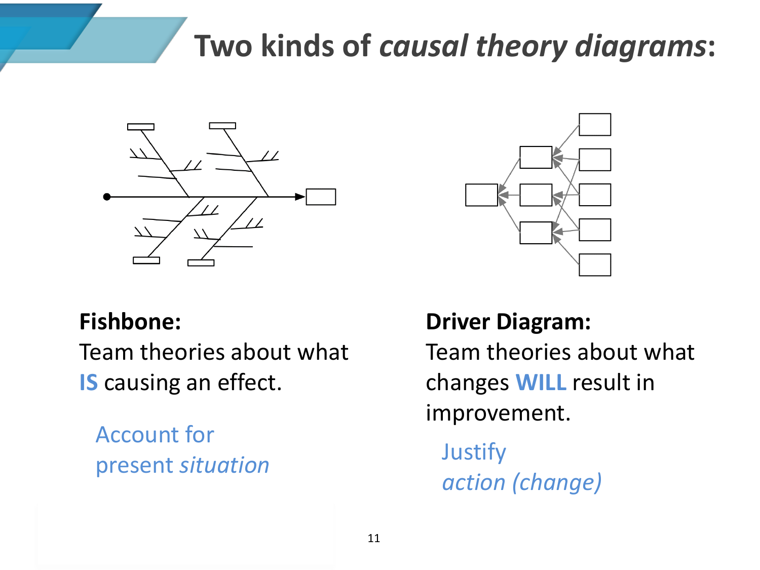# Two kinds of *causal theory diagrams*:

**Fishbone:**
Team theories about what **IS** causing an effect.

Account for present *situation*

**Driver Diagram:**
Team theories about what changes **WILL** result in improvement.

Justify *action (change)*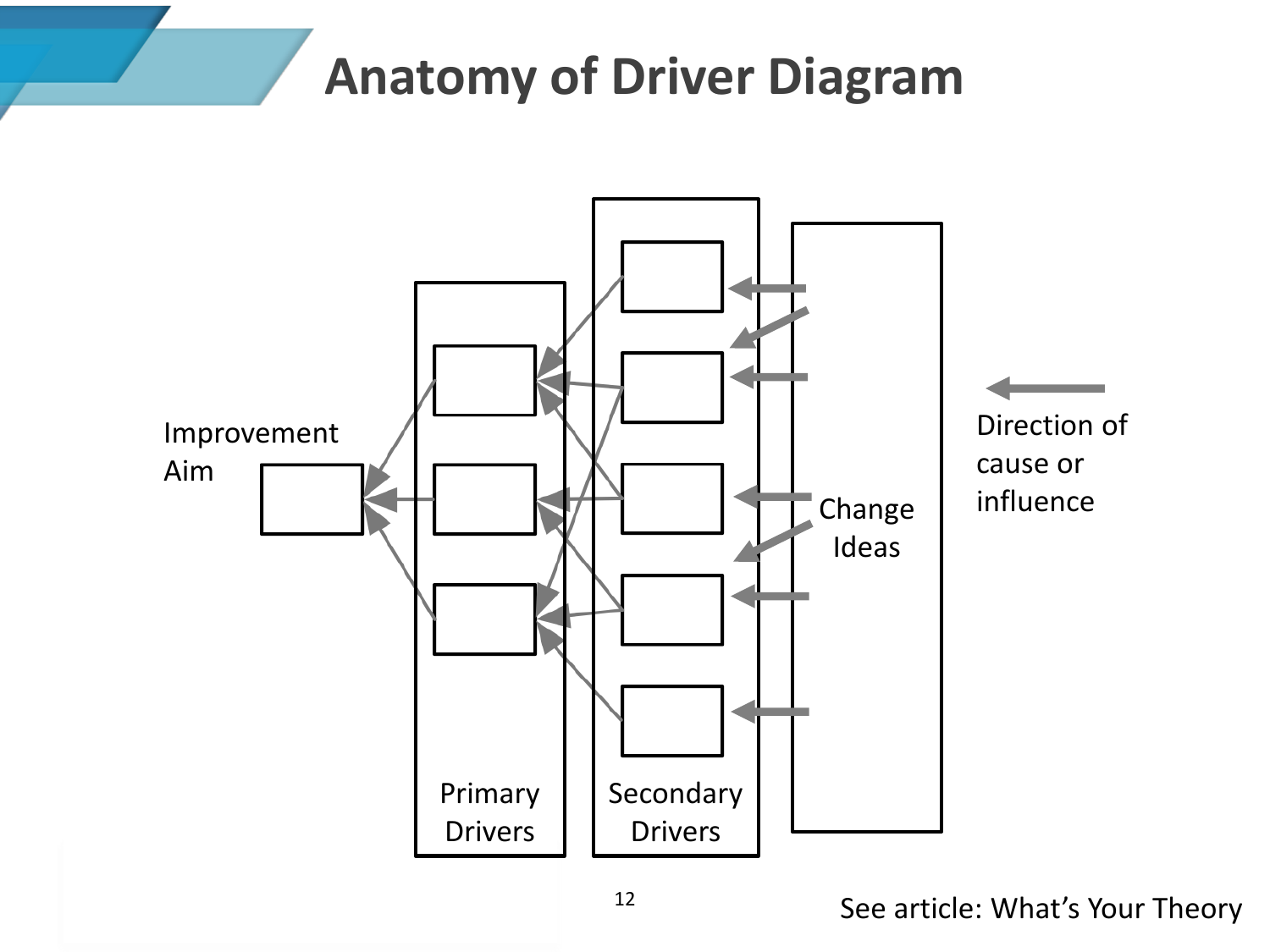# Anatomy of Driver Diagram

Improvement Aim

Primary Drivers

Secondary Drivers

Change Ideas

Direction of cause or influence

See article: What's Your Theory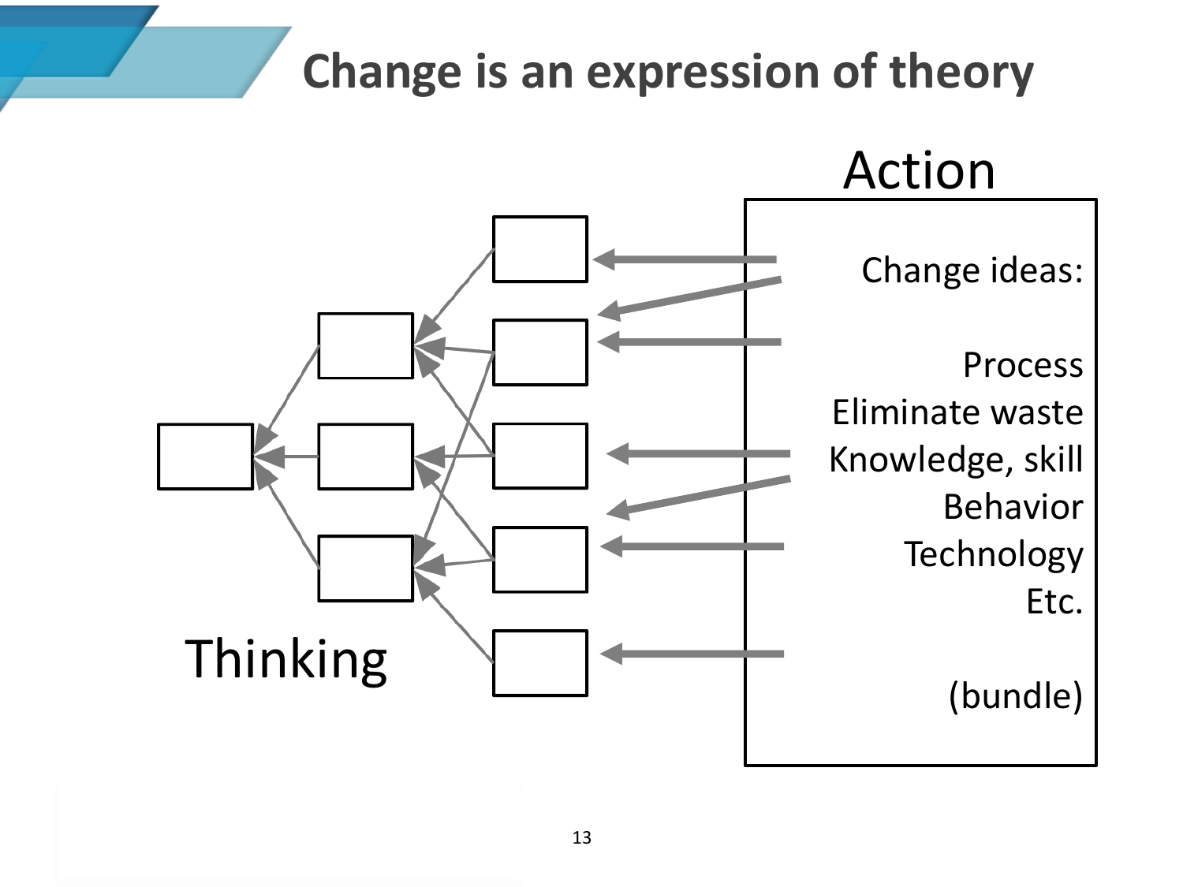# Change is an expression of theory

Action

Change ideas:

Process
Eliminate waste
Knowledge, skill
Behavior
Technology
Etc.

(bundle)

Thinking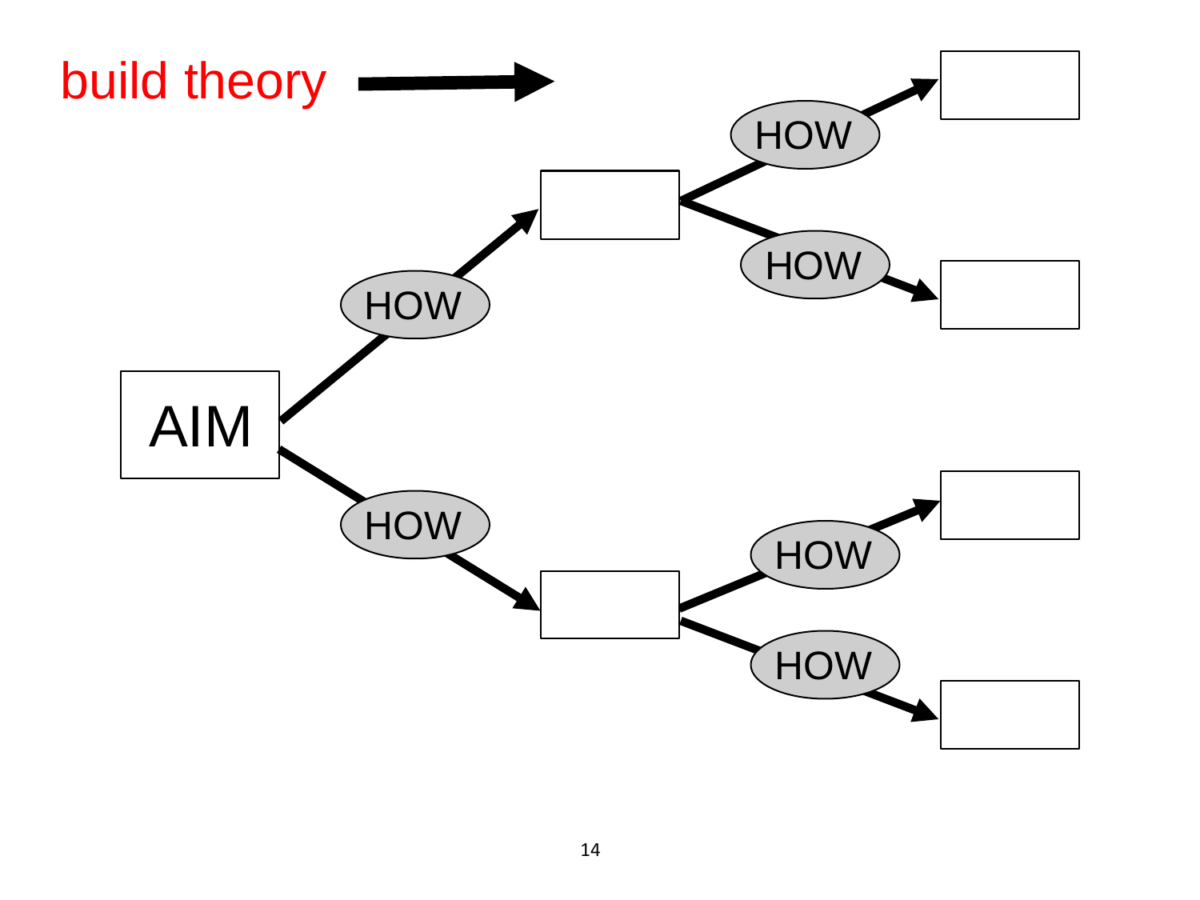build theory →

AIM

HOW

HOW

HOW

HOW

HOW

HOW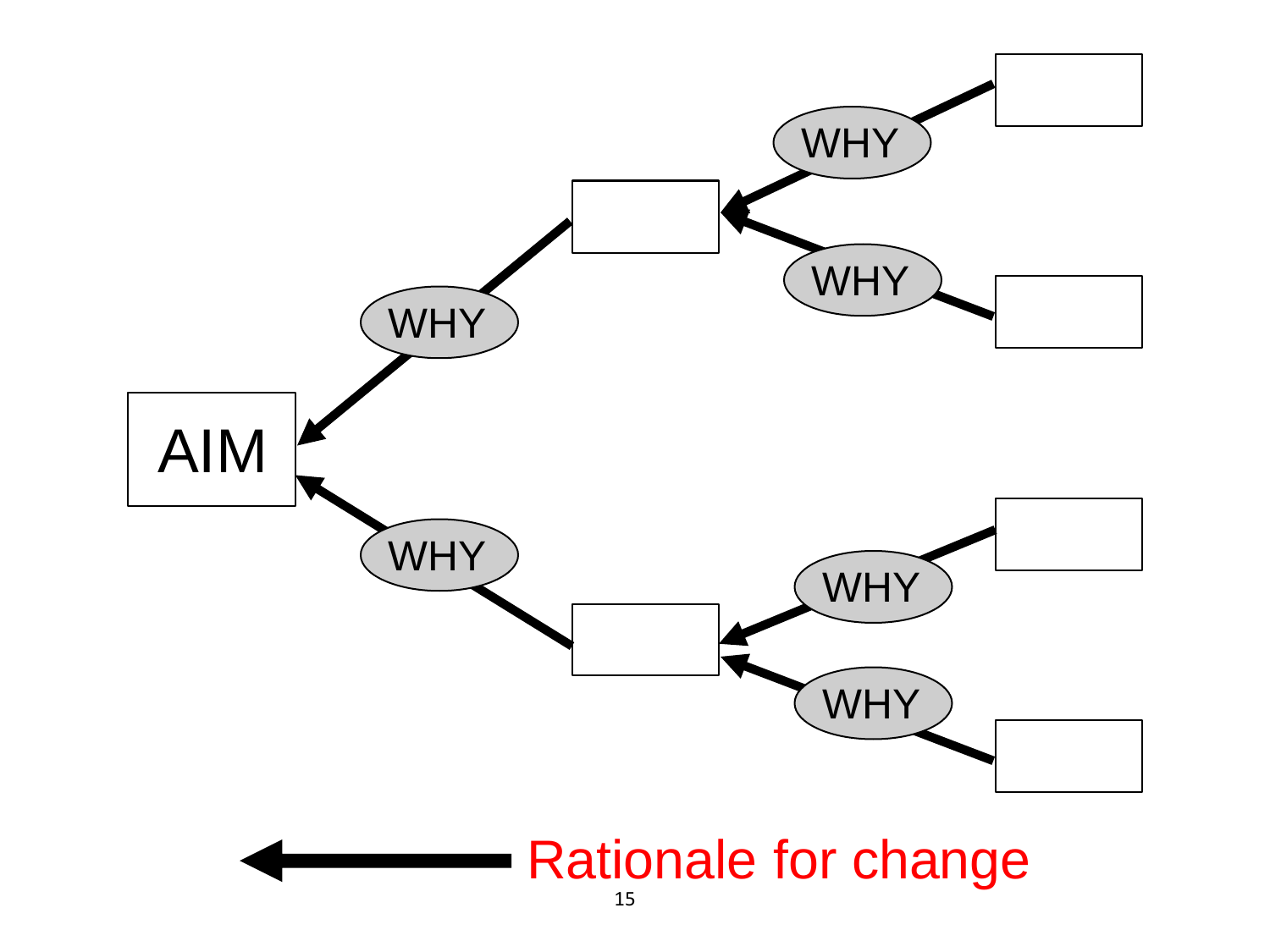AIM

WHY

WHY

WHY

WHY

WHY

WHY

Rationale for change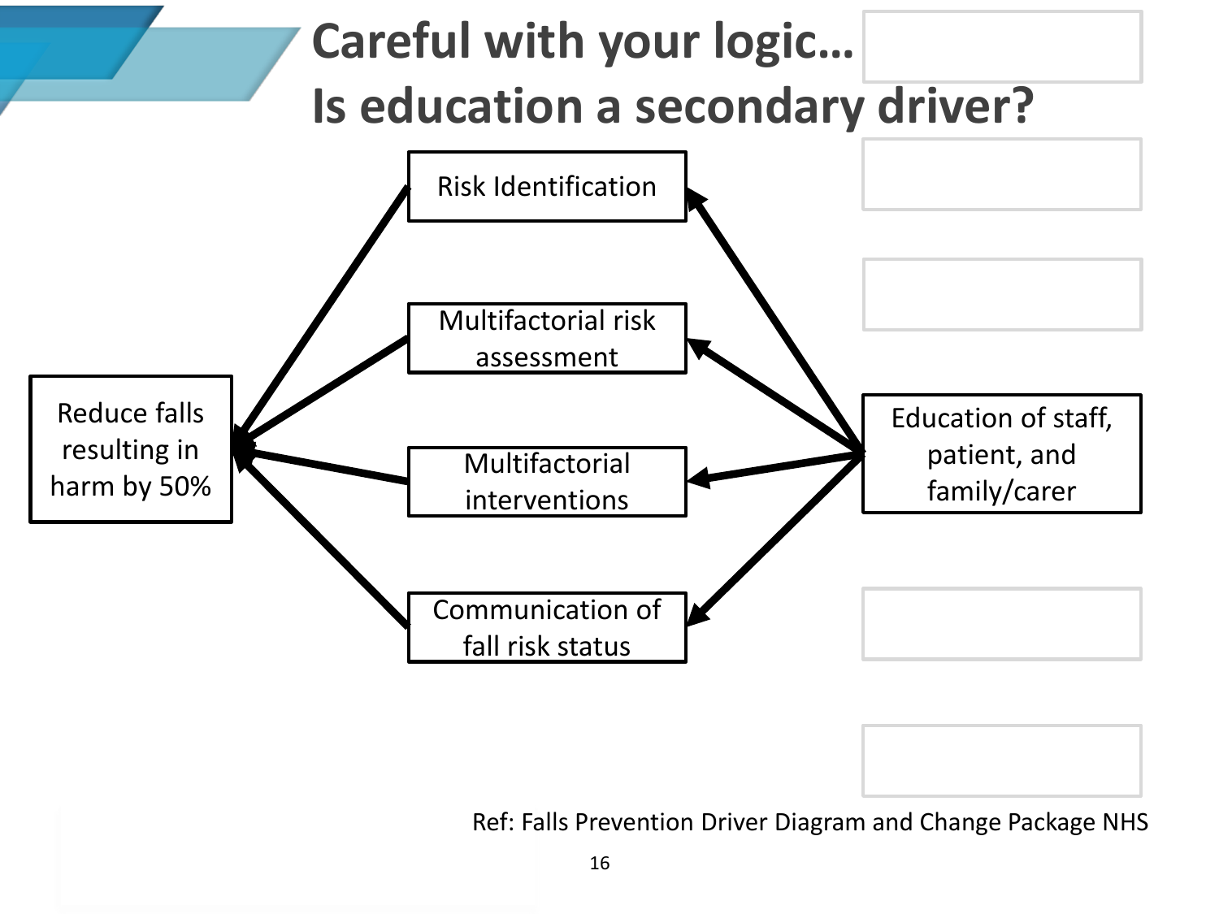# Careful with your logic… Is education a secondary driver?

Reduce falls resulting in harm by 50%

Risk Identification

Multifactorial risk assessment

Multifactorial interventions

Communication of fall risk status

Education of staff, patient, and family/carer

Ref: Falls Prevention Driver Diagram and Change Package NHS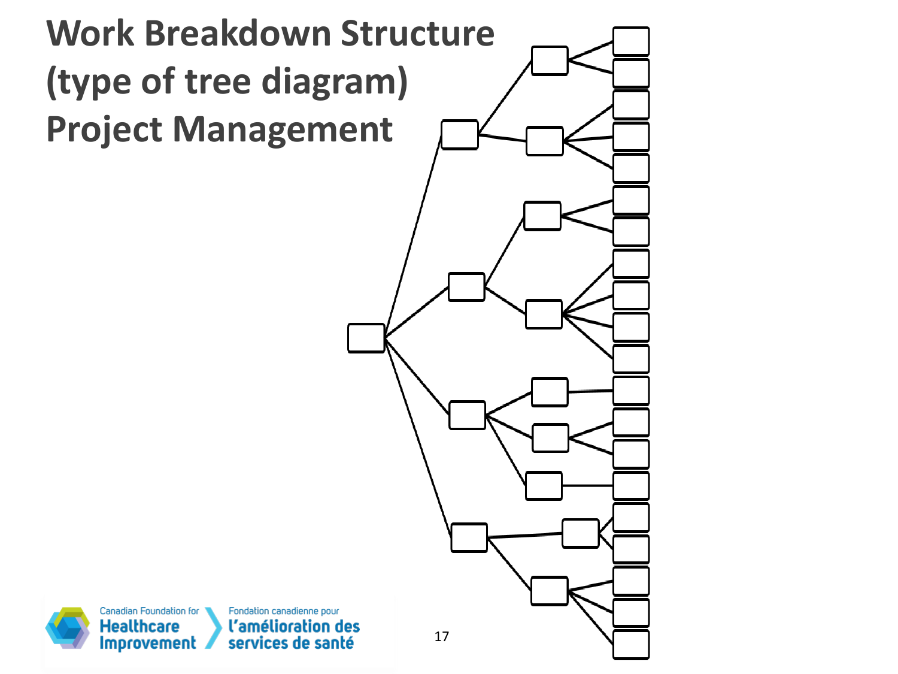# Work Breakdown Structure (type of tree diagram) Project Management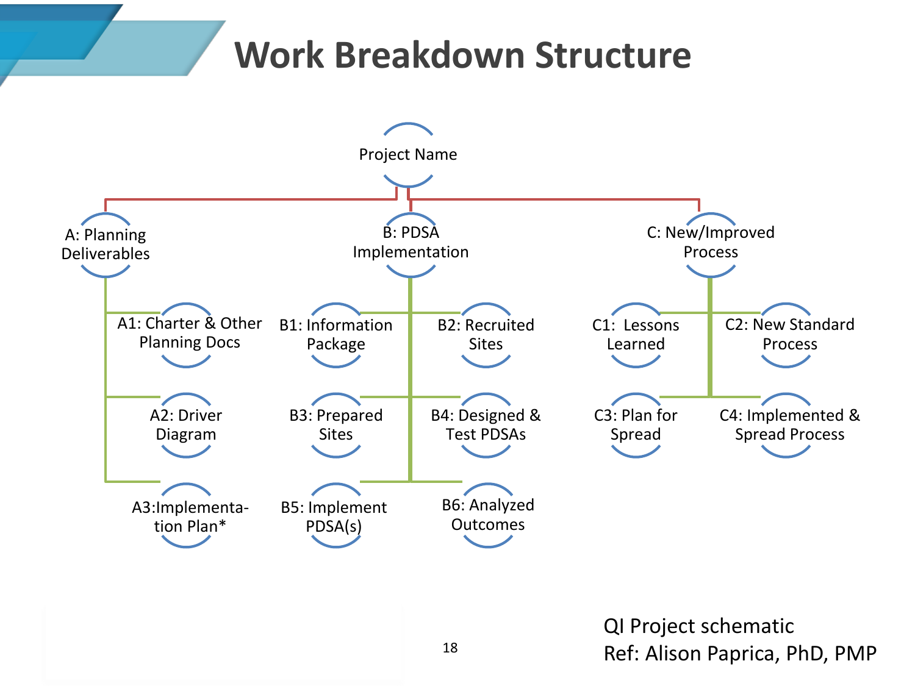# Work Breakdown Structure

- Project Name
  - A: Planning Deliverables
    - A1: Charter & Other Planning Docs
    - A2: Driver Diagram
    - A3:Implementa-tion Plan*
  - B: PDSA Implementation
    - B1: Information Package
    - B2: Recruited Sites
    - B3: Prepared Sites
    - B4: Designed & Test PDSAs
    - B5: Implement PDSA(s)
    - B6: Analyzed Outcomes
  - C: New/Improved Process
    - C1: Lessons Learned
    - C2: New Standard Process
    - C3: Plan for Spread
    - C4: Implemented & Spread Process

QI Project schematic
Ref: Alison Paprica, PhD, PMP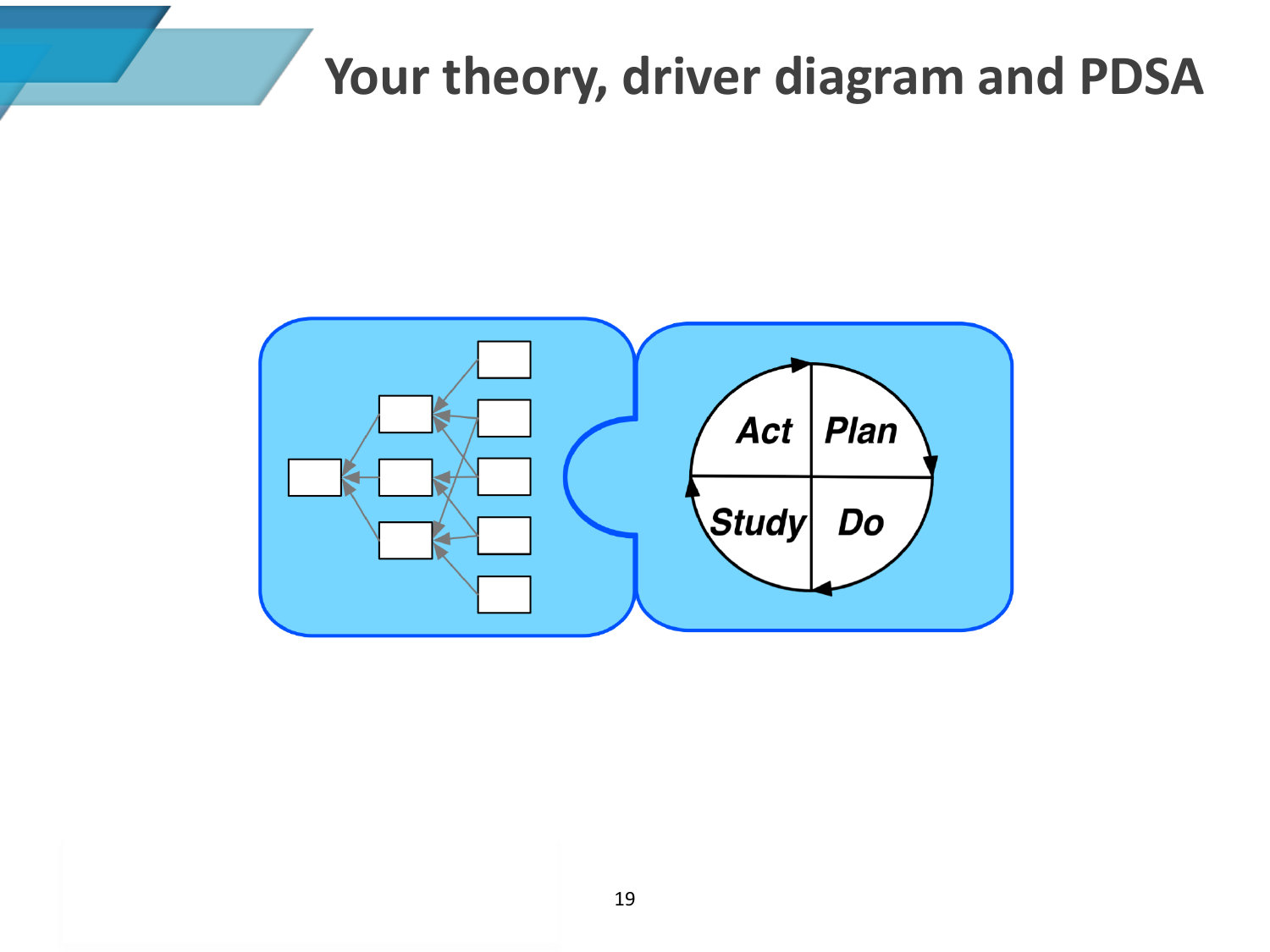# Your theory, driver diagram and PDSA

Act | Plan

Study | Do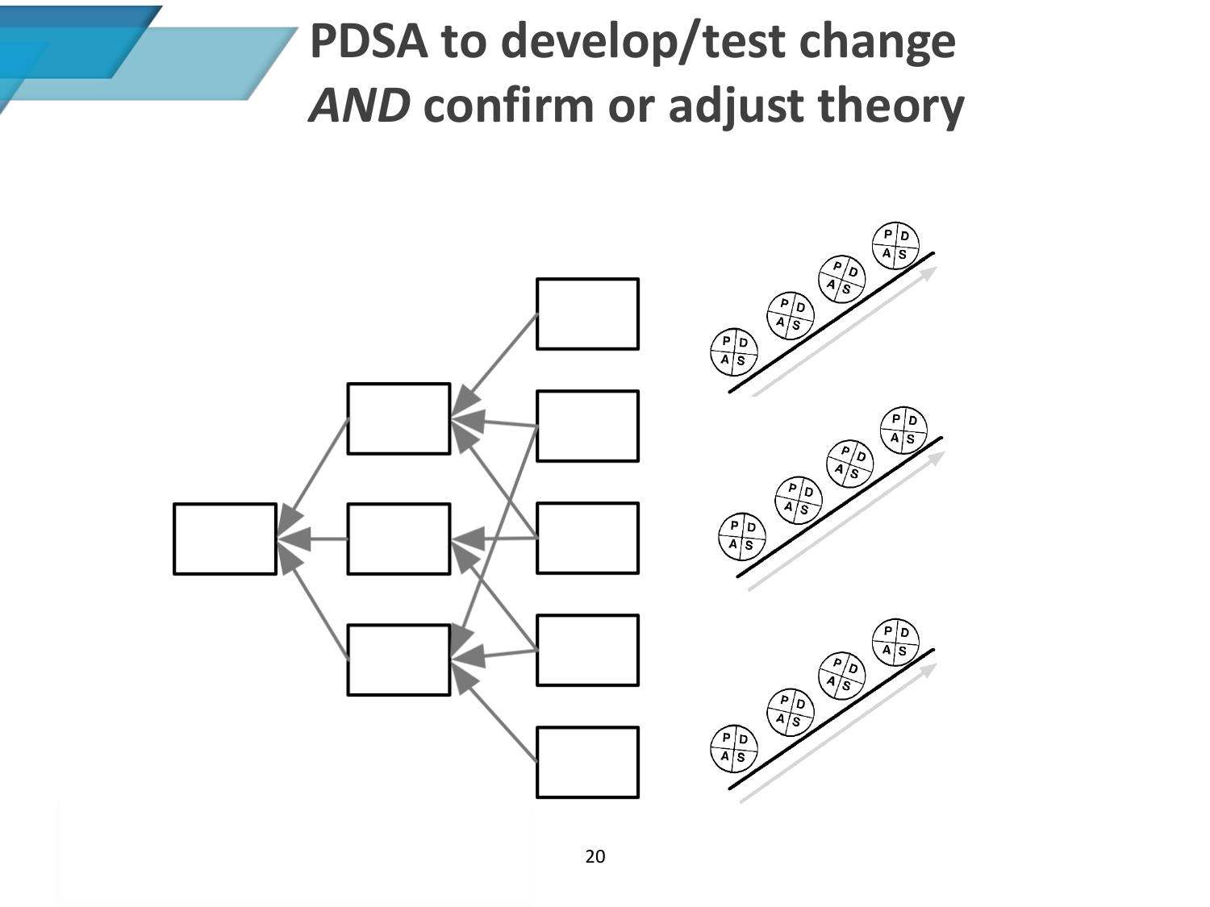# PDSA to develop/test change *AND* confirm or adjust theory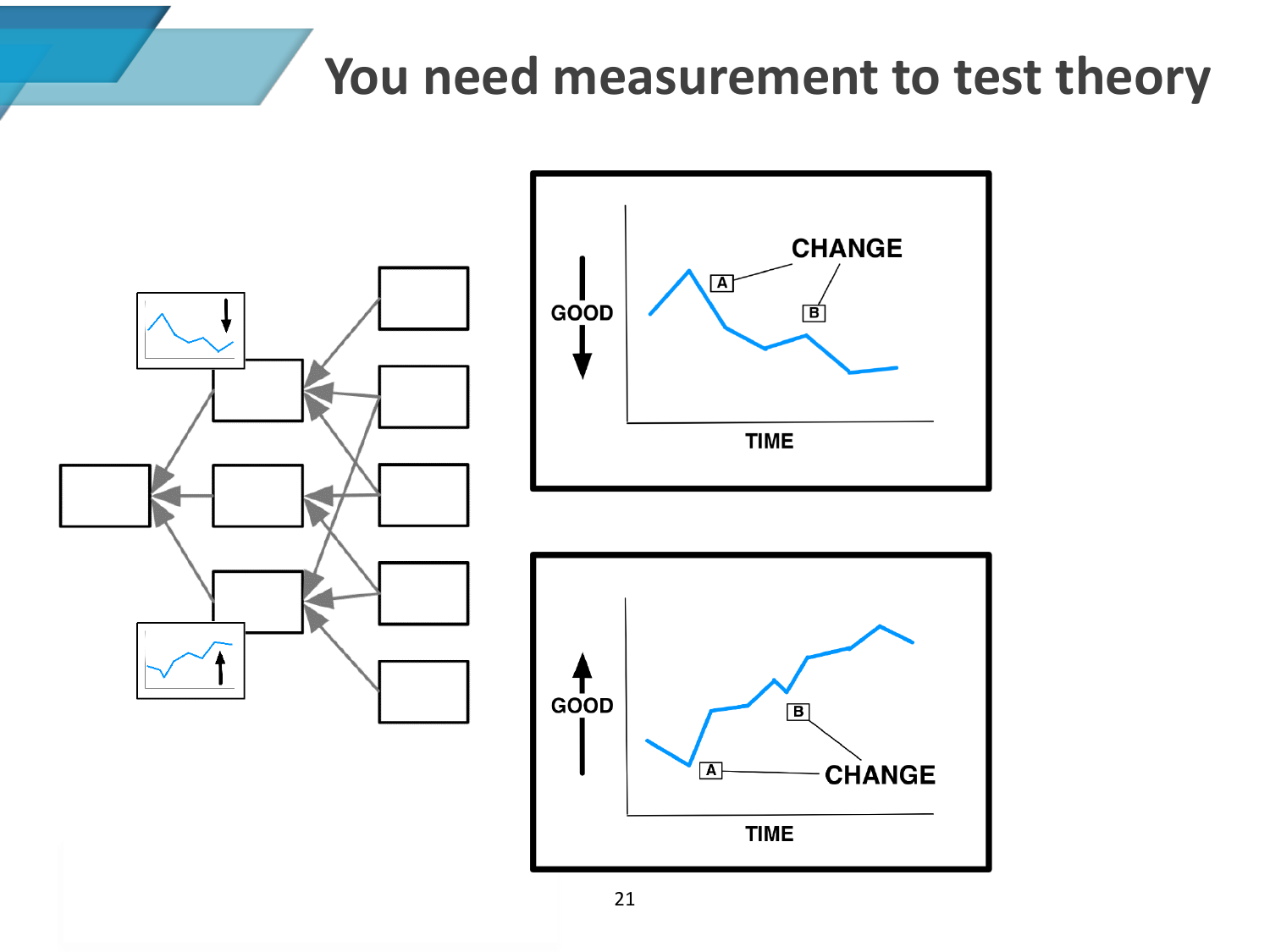# You need measurement to test theory

GOOD

CHANGE

A

B

TIME

GOOD

CHANGE

A

B

TIME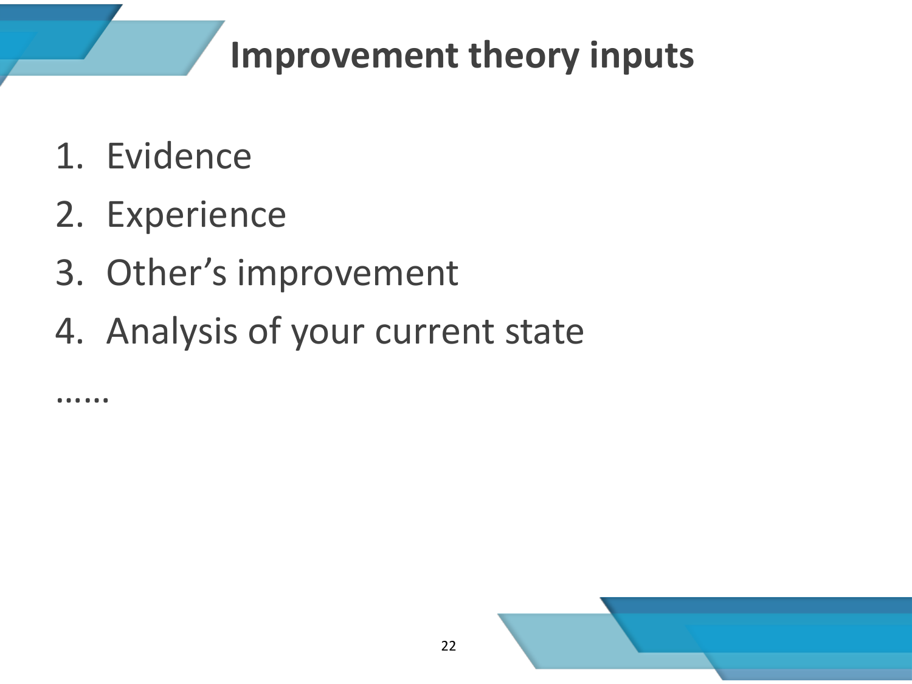# Improvement theory inputs

1. Evidence
2. Experience
3. Other's improvement
4. Analysis of your current state

……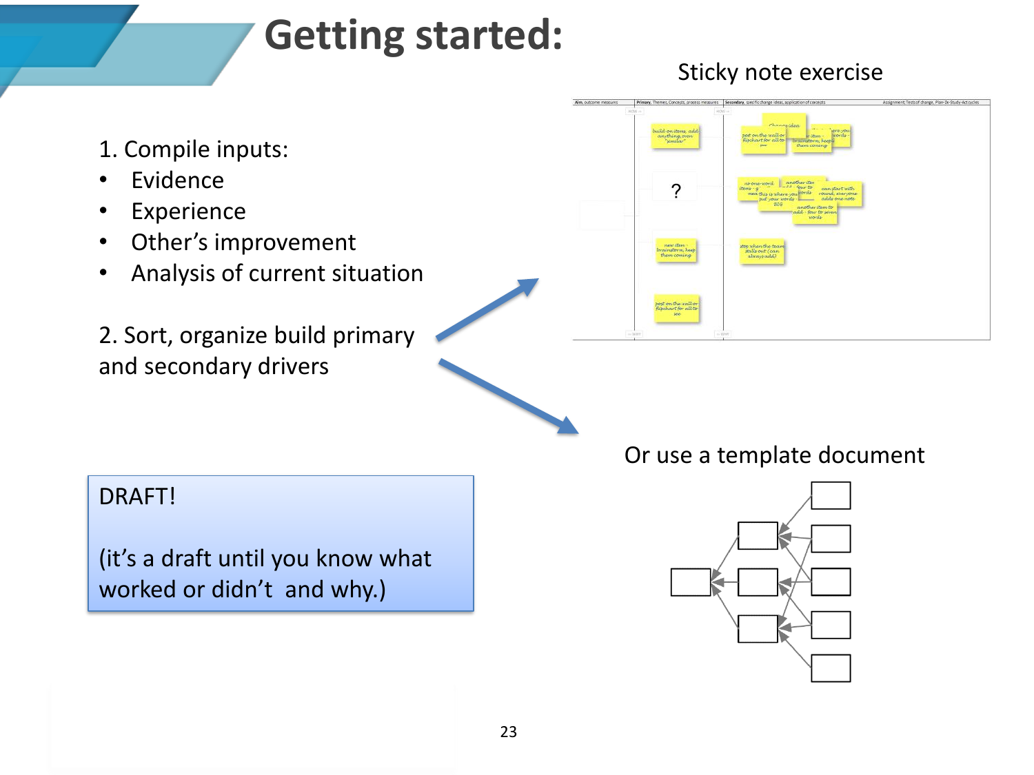# Getting started:

1. Compile inputs:
- Evidence
- Experience
- Other's improvement
- Analysis of current situation

2. Sort, organize build primary and secondary drivers

Sticky note exercise

Or use a template document

DRAFT!

(it's a draft until you know what worked or didn't and why.)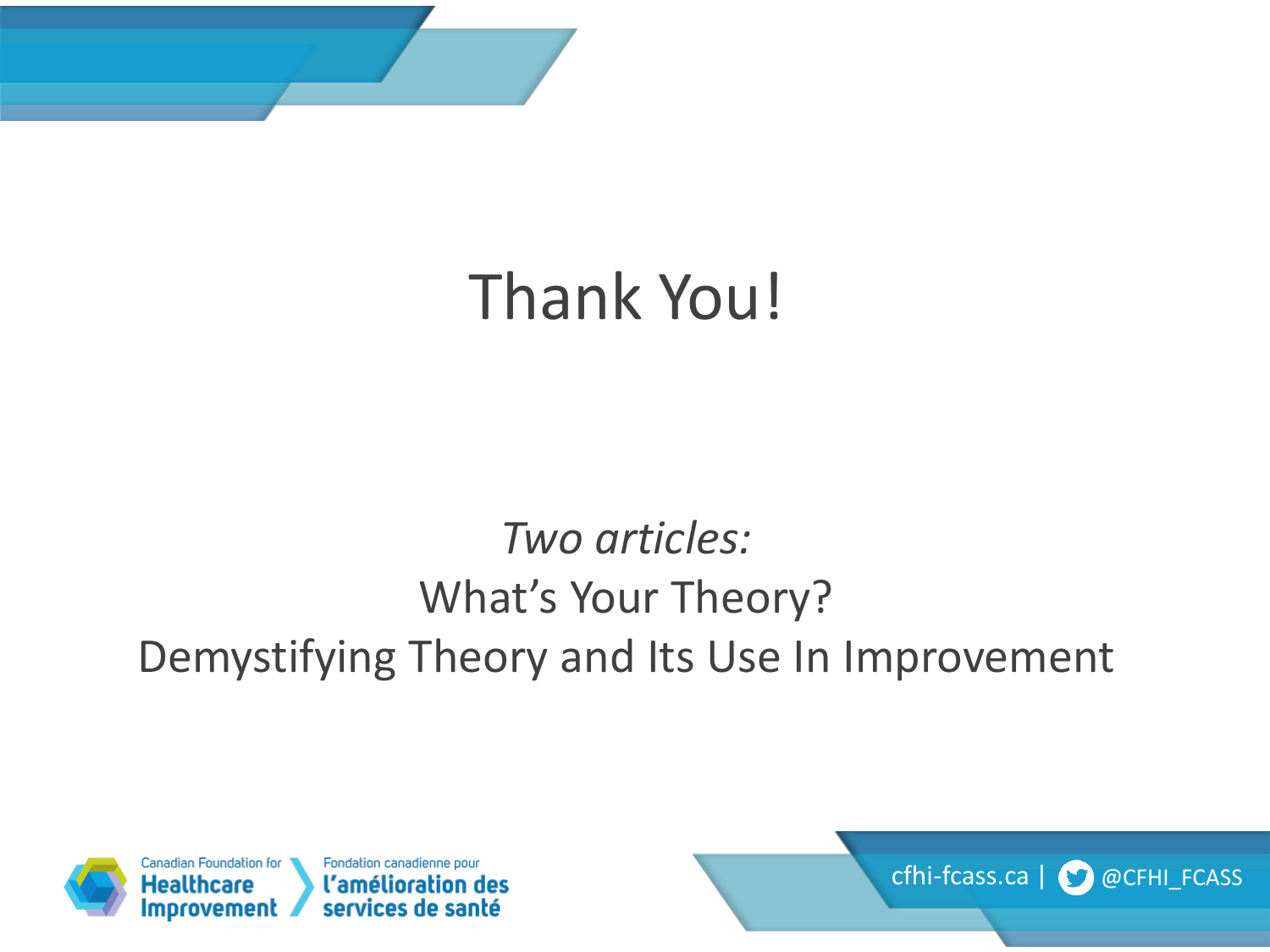# Thank You!

*Two articles:*

What's Your Theory?

Demystifying Theory and Its Use In Improvement

Canadian Foundation for Healthcare Improvement

Fondation canadienne pour l'amélioration des services de santé

cfhi-fcass.ca | @CFHI_FCASS